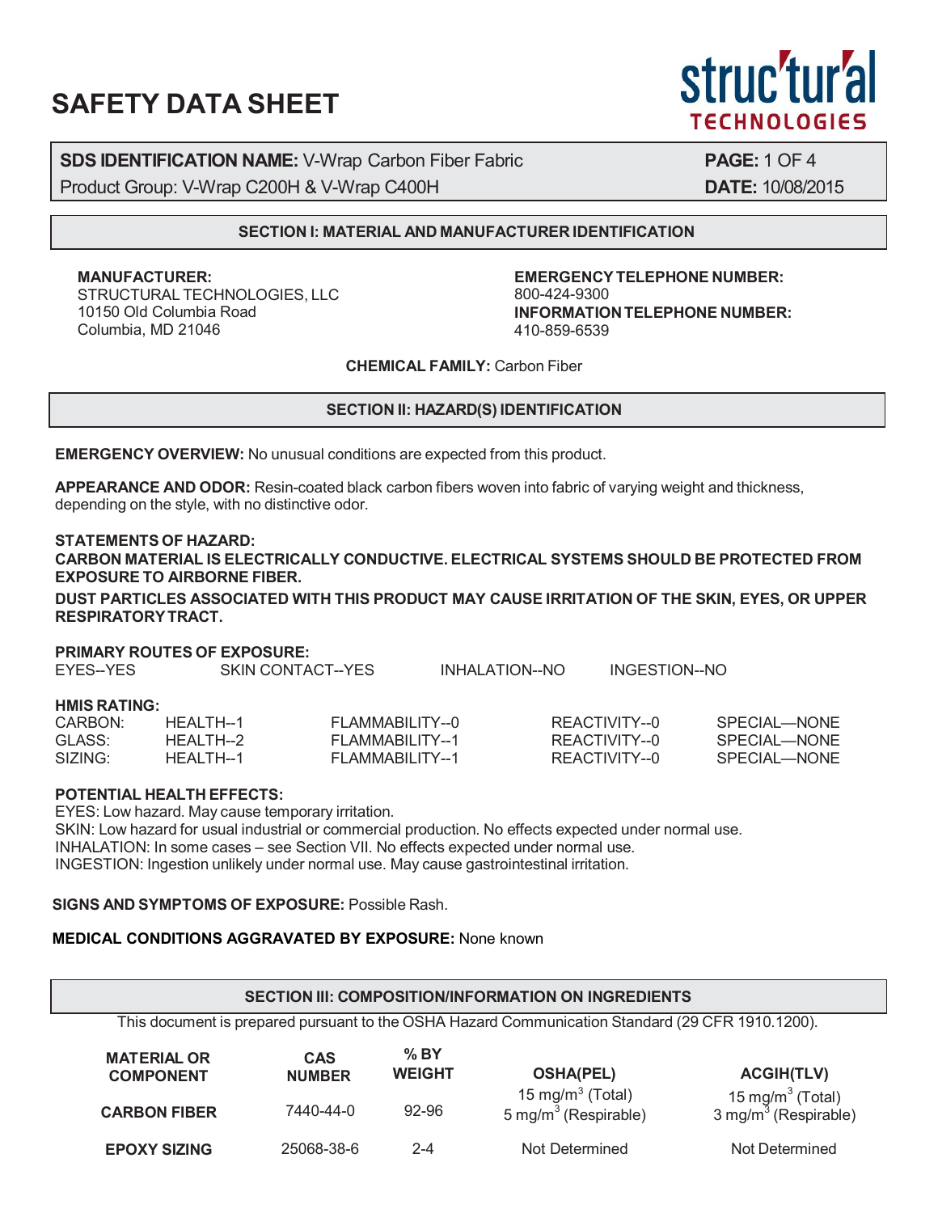# SAFETY DATA SHEET

struc'tur'al TECHNOLOGIES

**SDS IDENTIFICATION NAME:** V-Wrap Carbon Fiber Fabric
Product Group: V-Wrap C200H & V-Wrap C400H

**DATE:** 10/08/2015

## SECTION I: MATERIAL AND MANUFACTURER IDENTIFICATION

**MANUFACTURER:**
STRUCTURAL TECHNOLOGIES, LLC
10150 Old Columbia Road
Columbia, MD 21046

**EMERGENCY TELEPHONE NUMBER:**
800-424-9300
**INFORMATION TELEPHONE NUMBER:**
410-859-6539

**CHEMICAL FAMILY:** Carbon Fiber

## SECTION II: HAZARD(S) IDENTIFICATION

**EMERGENCY OVERVIEW:** No unusual conditions are expected from this product.

**APPEARANCE AND ODOR:** Resin-coated black carbon fibers woven into fabric of varying weight and thickness, depending on the style, with no distinctive odor.

**STATEMENTS OF HAZARD:**
**CARBON MATERIAL IS ELECTRICALLY CONDUCTIVE. ELECTRICAL SYSTEMS SHOULD BE PROTECTED FROM EXPOSURE TO AIRBORNE FIBER.**
**DUST PARTICLES ASSOCIATED WITH THIS PRODUCT MAY CAUSE IRRITATION OF THE SKIN, EYES, OR UPPER RESPIRATORY TRACT.**

**PRIMARY ROUTES OF EXPOSURE:**

| EYES--YES | SKIN CONTACT--YES | INHALATION--NO | INGESTION--NO |
|---|---|---|---|

**HMIS RATING:**

| | | | | |
|---|---|---|---|---|
| CARBON: | HEALTH--1 | FLAMMABILITY--0 | REACTIVITY--0 | SPECIAL—NONE |
| GLASS: | HEALTH--2 | FLAMMABILITY--1 | REACTIVITY--0 | SPECIAL—NONE |
| SIZING: | HEALTH--1 | FLAMMABILITY--1 | REACTIVITY--0 | SPECIAL—NONE |

**POTENTIAL HEALTH EFFECTS:**
EYES: Low hazard. May cause temporary irritation.
SKIN: Low hazard for usual industrial or commercial production. No effects expected under normal use.
INHALATION: In some cases – see Section VII. No effects expected under normal use.
INGESTION: Ingestion unlikely under normal use. May cause gastrointestinal irritation.

**SIGNS AND SYMPTOMS OF EXPOSURE:** Possible Rash.

**MEDICAL CONDITIONS AGGRAVATED BY EXPOSURE:** None known

## SECTION III: COMPOSITION/INFORMATION ON INGREDIENTS

This document is prepared pursuant to the OSHA Hazard Communication Standard (29 CFR 1910.1200).

| MATERIAL OR COMPONENT | CAS NUMBER | % BY WEIGHT | OSHA(PEL) | ACGIH(TLV) |
|---|---|---|---|---|
| CARBON FIBER | 7440-44-0 | 92-96 | 15 mg/m$^3$ (Total)<br>5 mg/m$^3$ (Respirable) | 15 mg/m$^3$ (Total)<br>3 mg/m$^3$ (Respirable) |
| EPOXY SIZING | 25068-38-6 | 2-4 | Not Determined | Not Determined |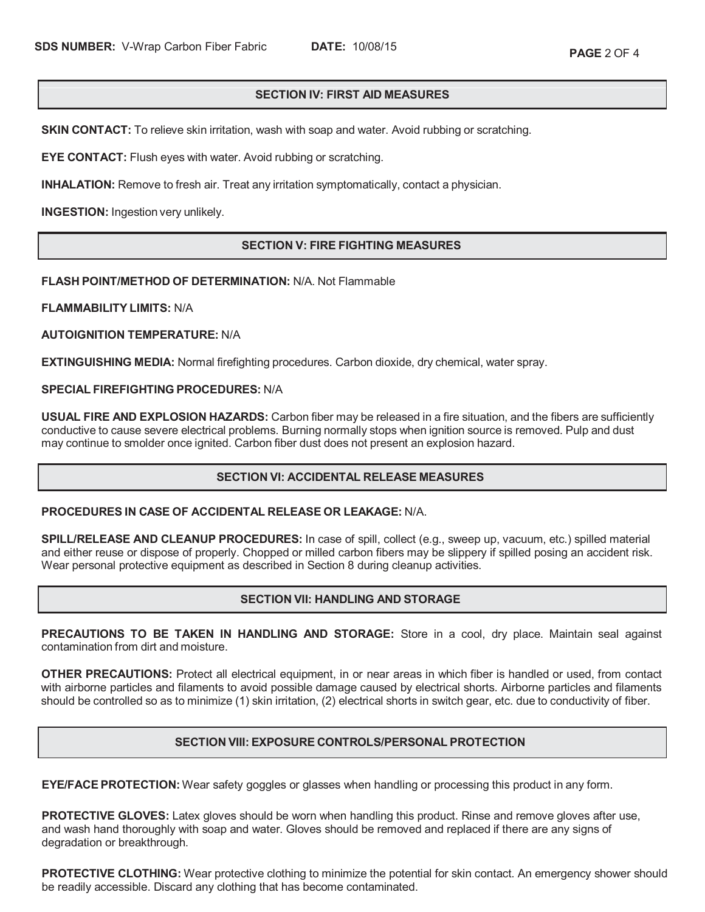## SECTION IV: FIRST AID MEASURES

**SKIN CONTACT:** To relieve skin irritation, wash with soap and water. Avoid rubbing or scratching.

**EYE CONTACT:** Flush eyes with water. Avoid rubbing or scratching.

**INHALATION:** Remove to fresh air. Treat any irritation symptomatically, contact a physician.

**INGESTION:** Ingestion very unlikely.

## SECTION V: FIRE FIGHTING MEASURES

**FLASH POINT/METHOD OF DETERMINATION:** N/A. Not Flammable

**FLAMMABILITY LIMITS:** N/A

**AUTOIGNITION TEMPERATURE:** N/A

**EXTINGUISHING MEDIA:** Normal firefighting procedures. Carbon dioxide, dry chemical, water spray.

**SPECIAL FIREFIGHTING PROCEDURES:** N/A

**USUAL FIRE AND EXPLOSION HAZARDS:** Carbon fiber may be released in a fire situation, and the fibers are sufficiently conductive to cause severe electrical problems. Burning normally stops when ignition source is removed. Pulp and dust may continue to smolder once ignited. Carbon fiber dust does not present an explosion hazard.

## SECTION VI: ACCIDENTAL RELEASE MEASURES

**PROCEDURES IN CASE OF ACCIDENTAL RELEASE OR LEAKAGE:** N/A.

**SPILL/RELEASE AND CLEANUP PROCEDURES:** In case of spill, collect (e.g., sweep up, vacuum, etc.) spilled material and either reuse or dispose of properly. Chopped or milled carbon fibers may be slippery if spilled posing an accident risk. Wear personal protective equipment as described in Section 8 during cleanup activities.

## SECTION VII: HANDLING AND STORAGE

**PRECAUTIONS TO BE TAKEN IN HANDLING AND STORAGE:** Store in a cool, dry place. Maintain seal against contamination from dirt and moisture.

**OTHER PRECAUTIONS:** Protect all electrical equipment, in or near areas in which fiber is handled or used, from contact with airborne particles and filaments to avoid possible damage caused by electrical shorts. Airborne particles and filaments should be controlled so as to minimize (1) skin irritation, (2) electrical shorts in switch gear, etc. due to conductivity of fiber.

## SECTION VIII: EXPOSURE CONTROLS/PERSONAL PROTECTION

**EYE/FACE PROTECTION:** Wear safety goggles or glasses when handling or processing this product in any form.

**PROTECTIVE GLOVES:** Latex gloves should be worn when handling this product. Rinse and remove gloves after use, and wash hand thoroughly with soap and water. Gloves should be removed and replaced if there are any signs of degradation or breakthrough.

**PROTECTIVE CLOTHING:** Wear protective clothing to minimize the potential for skin contact. An emergency shower should be readily accessible. Discard any clothing that has become contaminated.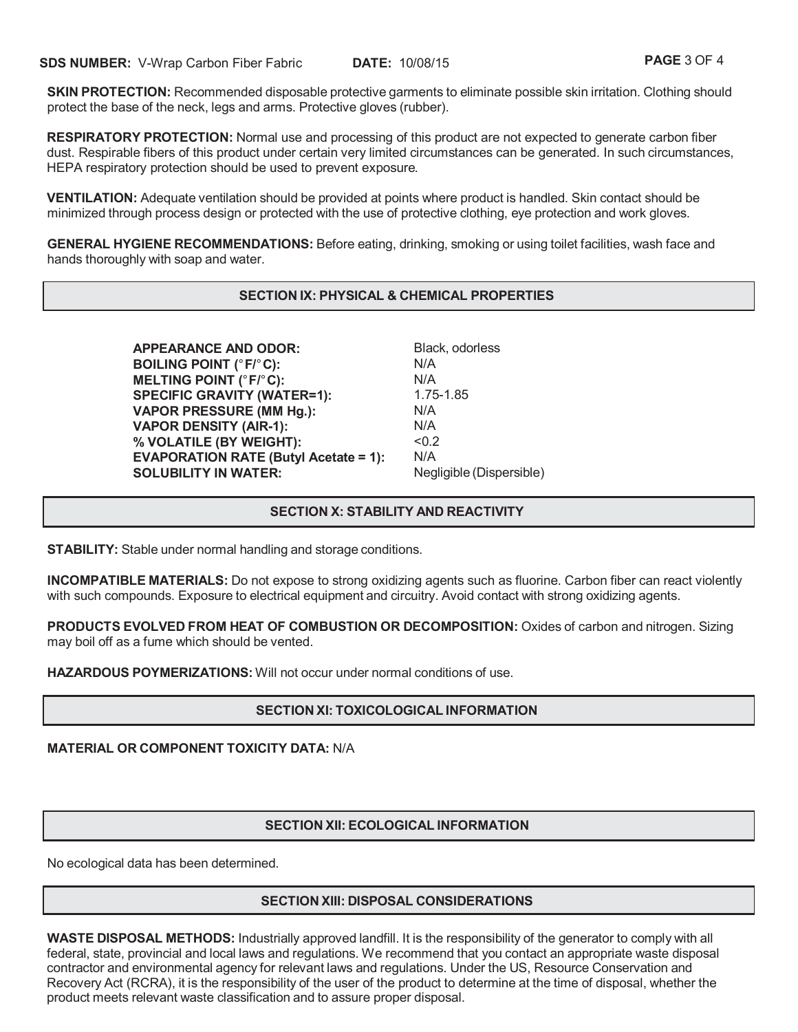**SKIN PROTECTION:** Recommended disposable protective garments to eliminate possible skin irritation. Clothing should protect the base of the neck, legs and arms. Protective gloves (rubber).

**RESPIRATORY PROTECTION:** Normal use and processing of this product are not expected to generate carbon fiber dust. Respirable fibers of this product under certain very limited circumstances can be generated. In such circumstances, HEPA respiratory protection should be used to prevent exposure.

**VENTILATION:** Adequate ventilation should be provided at points where product is handled. Skin contact should be minimized through process design or protected with the use of protective clothing, eye protection and work gloves.

**GENERAL HYGIENE RECOMMENDATIONS:** Before eating, drinking, smoking or using toilet facilities, wash face and hands thoroughly with soap and water.

## SECTION IX: PHYSICAL & CHEMICAL PROPERTIES

| | |
|---|---|
| **APPEARANCE AND ODOR:** | Black, odorless |
| **BOILING POINT (°F/°C):** | N/A |
| **MELTING POINT (°F/°C):** | N/A |
| **SPECIFIC GRAVITY (WATER=1):** | 1.75-1.85 |
| **VAPOR PRESSURE (MM Hg.):** | N/A |
| **VAPOR DENSITY (AIR-1):** | N/A |
| **% VOLATILE (BY WEIGHT):** | <0.2 |
| **EVAPORATION RATE (Butyl Acetate = 1):** | N/A |
| **SOLUBILITY IN WATER:** | Negligible (Dispersible) |

## SECTION X: STABILITY AND REACTIVITY

**STABILITY:** Stable under normal handling and storage conditions.

**INCOMPATIBLE MATERIALS:** Do not expose to strong oxidizing agents such as fluorine. Carbon fiber can react violently with such compounds. Exposure to electrical equipment and circuitry. Avoid contact with strong oxidizing agents.

**PRODUCTS EVOLVED FROM HEAT OF COMBUSTION OR DECOMPOSITION:** Oxides of carbon and nitrogen. Sizing may boil off as a fume which should be vented.

**HAZARDOUS POYMERIZATIONS:** Will not occur under normal conditions of use.

## SECTION XI: TOXICOLOGICAL INFORMATION

**MATERIAL OR COMPONENT TOXICITY DATA:** N/A

## SECTION XII: ECOLOGICAL INFORMATION

No ecological data has been determined.

## SECTION XIII: DISPOSAL CONSIDERATIONS

**WASTE DISPOSAL METHODS:** Industrially approved landfill. It is the responsibility of the generator to comply with all federal, state, provincial and local laws and regulations. We recommend that you contact an appropriate waste disposal contractor and environmental agency for relevant laws and regulations. Under the US, Resource Conservation and Recovery Act (RCRA), it is the responsibility of the user of the product to determine at the time of disposal, whether the product meets relevant waste classification and to assure proper disposal.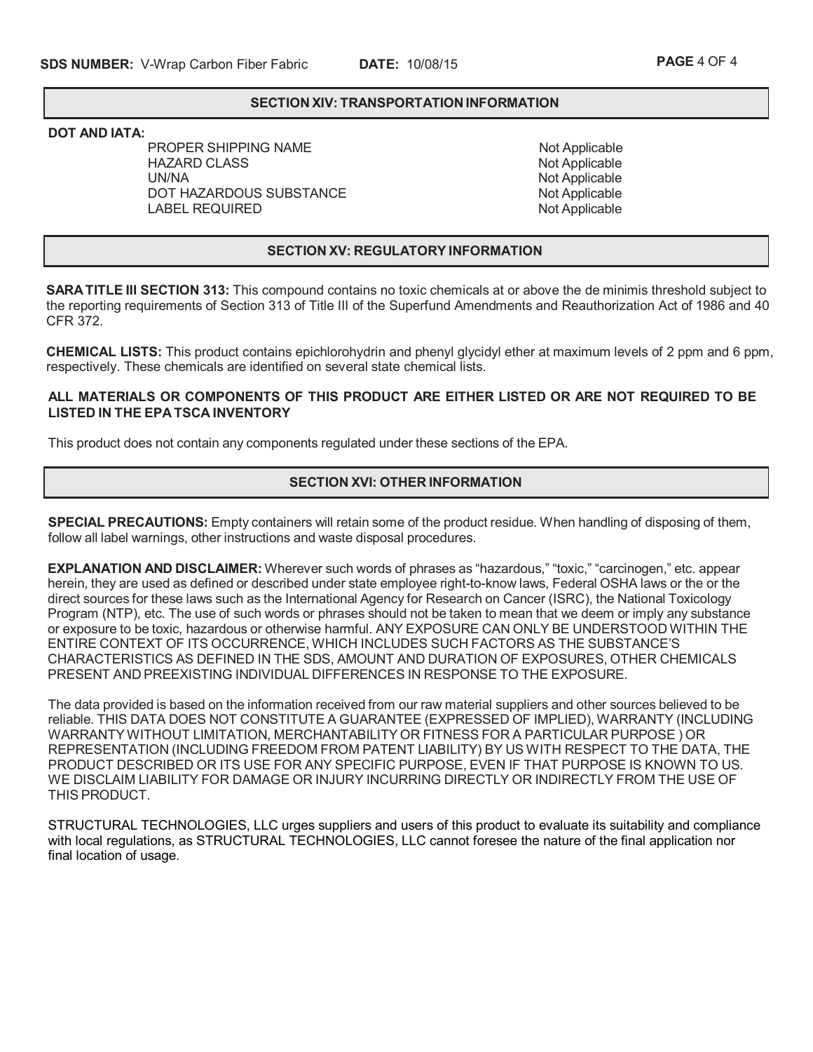## SECTION XIV: TRANSPORTATION INFORMATION

**DOT AND IATA:**

| | |
|---|---|
| PROPER SHIPPING NAME | Not Applicable |
| HAZARD CLASS | Not Applicable |
| UN/NA | Not Applicable |
| DOT HAZARDOUS SUBSTANCE | Not Applicable |
| LABEL REQUIRED | Not Applicable |

## SECTION XV: REGULATORY INFORMATION

**SARA TITLE III SECTION 313:** This compound contains no toxic chemicals at or above the de minimis threshold subject to the reporting requirements of Section 313 of Title III of the Superfund Amendments and Reauthorization Act of 1986 and 40 CFR 372.

**CHEMICAL LISTS:** This product contains epichlorohydrin and phenyl glycidyl ether at maximum levels of 2 ppm and 6 ppm, respectively. These chemicals are identified on several state chemical lists.

**ALL MATERIALS OR COMPONENTS OF THIS PRODUCT ARE EITHER LISTED OR ARE NOT REQUIRED TO BE LISTED IN THE EPA TSCA INVENTORY**

This product does not contain any components regulated under these sections of the EPA.

## SECTION XVI: OTHER INFORMATION

**SPECIAL PRECAUTIONS:** Empty containers will retain some of the product residue. When handling of disposing of them, follow all label warnings, other instructions and waste disposal procedures.

**EXPLANATION AND DISCLAIMER:** Wherever such words of phrases as "hazardous," "toxic," "carcinogen," etc. appear herein, they are used as defined or described under state employee right-to-know laws, Federal OSHA laws or the or the direct sources for these laws such as the International Agency for Research on Cancer (ISRC), the National Toxicology Program (NTP), etc. The use of such words or phrases should not be taken to mean that we deem or imply any substance or exposure to be toxic, hazardous or otherwise harmful. ANY EXPOSURE CAN ONLY BE UNDERSTOOD WITHIN THE ENTIRE CONTEXT OF ITS OCCURRENCE, WHICH INCLUDES SUCH FACTORS AS THE SUBSTANCE'S CHARACTERISTICS AS DEFINED IN THE SDS, AMOUNT AND DURATION OF EXPOSURES, OTHER CHEMICALS PRESENT AND PREEXISTING INDIVIDUAL DIFFERENCES IN RESPONSE TO THE EXPOSURE.

The data provided is based on the information received from our raw material suppliers and other sources believed to be reliable. THIS DATA DOES NOT CONSTITUTE A GUARANTEE (EXPRESSED OF IMPLIED), WARRANTY (INCLUDING WARRANTY WITHOUT LIMITATION, MERCHANTABILITY OR FITNESS FOR A PARTICULAR PURPOSE ) OR REPRESENTATION (INCLUDING FREEDOM FROM PATENT LIABILITY) BY US WITH RESPECT TO THE DATA, THE PRODUCT DESCRIBED OR ITS USE FOR ANY SPECIFIC PURPOSE, EVEN IF THAT PURPOSE IS KNOWN TO US. WE DISCLAIM LIABILITY FOR DAMAGE OR INJURY INCURRING DIRECTLY OR INDIRECTLY FROM THE USE OF THIS PRODUCT.

STRUCTURAL TECHNOLOGIES, LLC urges suppliers and users of this product to evaluate its suitability and compliance with local regulations, as STRUCTURAL TECHNOLOGIES, LLC cannot foresee the nature of the final application nor final location of usage.